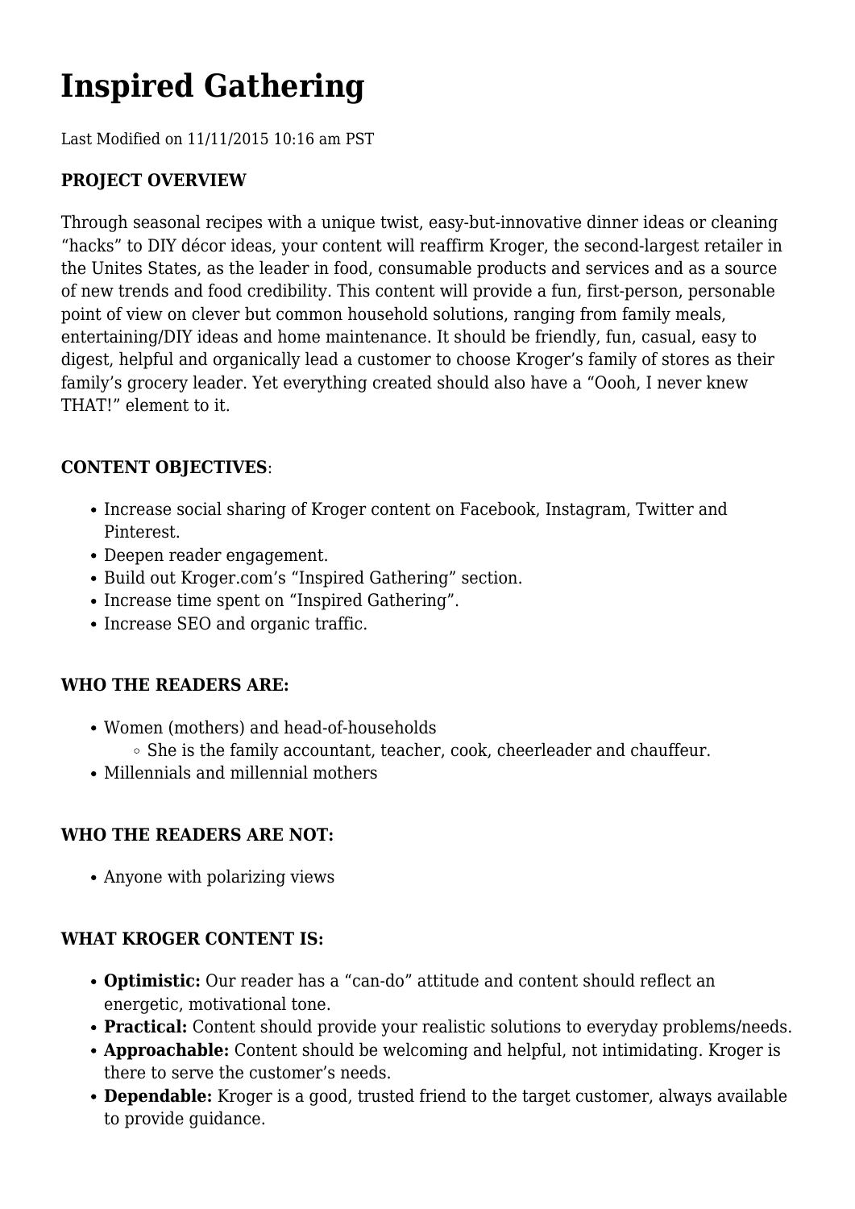# Inspired Gathering

Last Modified on 11/11/2015 10:16 am PST

**PROJECT OVERVIEW**

Through seasonal recipes with a unique twist, easy-but-innovative dinner ideas or cleaning "hacks" to DIY décor ideas, your content will reaffirm Kroger, the second-largest retailer in the Unites States, as the leader in food, consumable products and services and as a source of new trends and food credibility. This content will provide a fun, first-person, personable point of view on clever but common household solutions, ranging from family meals, entertaining/DIY ideas and home maintenance. It should be friendly, fun, casual, easy to digest, helpful and organically lead a customer to choose Kroger's family of stores as their family's grocery leader. Yet everything created should also have a "Oooh, I never knew THAT!" element to it.

**CONTENT OBJECTIVES**:

- Increase social sharing of Kroger content on Facebook, Instagram, Twitter and Pinterest.
- Deepen reader engagement.
- Build out Kroger.com's "Inspired Gathering" section.
- Increase time spent on "Inspired Gathering".
- Increase SEO and organic traffic.

**WHO THE READERS ARE:**

- Women (mothers) and head-of-households
  - She is the family accountant, teacher, cook, cheerleader and chauffeur.
- Millennials and millennial mothers

**WHO THE READERS ARE NOT:**

- Anyone with polarizing views

**WHAT KROGER CONTENT IS:**

- **Optimistic:** Our reader has a "can-do" attitude and content should reflect an energetic, motivational tone.
- **Practical:** Content should provide your realistic solutions to everyday problems/needs.
- **Approachable:** Content should be welcoming and helpful, not intimidating. Kroger is there to serve the customer's needs.
- **Dependable:** Kroger is a good, trusted friend to the target customer, always available to provide guidance.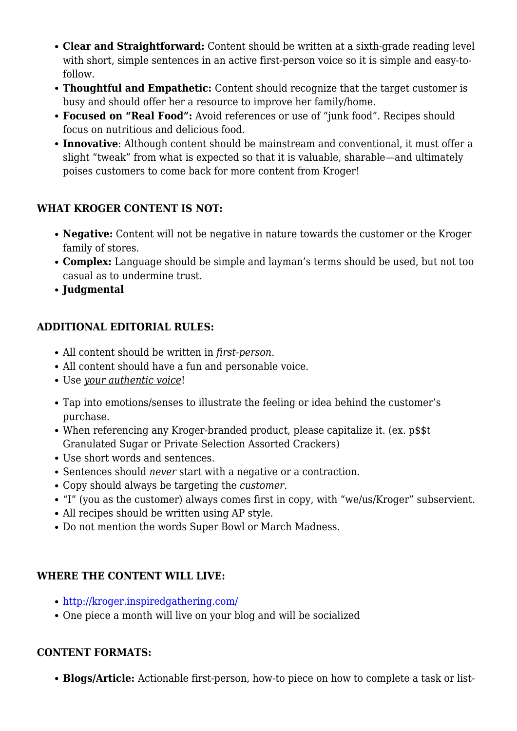- **Clear and Straightforward:** Content should be written at a sixth-grade reading level with short, simple sentences in an active first-person voice so it is simple and easy-to-follow.
- **Thoughtful and Empathetic:** Content should recognize that the target customer is busy and should offer her a resource to improve her family/home.
- **Focused on "Real Food":** Avoid references or use of "junk food". Recipes should focus on nutritious and delicious food.
- **Innovative**: Although content should be mainstream and conventional, it must offer a slight "tweak" from what is expected so that it is valuable, sharable—and ultimately poises customers to come back for more content from Kroger!

### WHAT KROGER CONTENT IS NOT:

- **Negative:** Content will not be negative in nature towards the customer or the Kroger family of stores.
- **Complex:** Language should be simple and layman's terms should be used, but not too casual as to undermine trust.
- **Judgmental**

### ADDITIONAL EDITORIAL RULES:

- All content should be written in *first-person.*
- All content should have a fun and personable voice.
- Use *your authentic voice*!
- Tap into emotions/senses to illustrate the feeling or idea behind the customer's purchase.
- When referencing any Kroger-branded product, please capitalize it. (ex. p$$t Granulated Sugar or Private Selection Assorted Crackers)
- Use short words and sentences.
- Sentences should *never* start with a negative or a contraction.
- Copy should always be targeting the *customer*.
- "I" (you as the customer) always comes first in copy, with "we/us/Kroger" subservient.
- All recipes should be written using AP style.
- Do not mention the words Super Bowl or March Madness.

### WHERE THE CONTENT WILL LIVE:

- http://kroger.inspiredgathering.com/
- One piece a month will live on your blog and will be socialized

### CONTENT FORMATS:

- **Blogs/Article:** Actionable first-person, how-to piece on how to complete a task or list-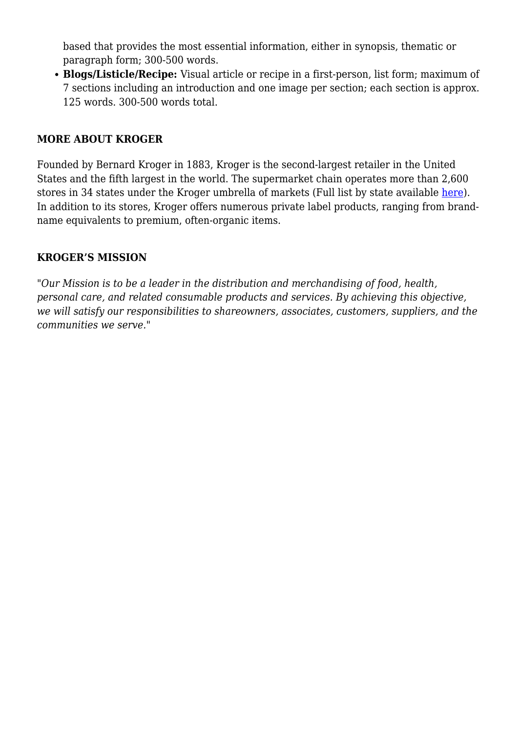based that provides the most essential information, either in synopsis, thematic or paragraph form; 300-500 words.
- **Blogs/Listicle/Recipe:** Visual article or recipe in a first-person, list form; maximum of 7 sections including an introduction and one image per section; each section is approx. 125 words. 300-500 words total.

**MORE ABOUT KROGER**

Founded by Bernard Kroger in 1883, Kroger is the second-largest retailer in the United States and the fifth largest in the world. The supermarket chain operates more than 2,600 stores in 34 states under the Kroger umbrella of markets (Full list by state available here). In addition to its stores, Kroger offers numerous private label products, ranging from brand-name equivalents to premium, often-organic items.

**KROGER'S MISSION**

"*Our Mission is to be a leader in the distribution and merchandising of food, health, personal care, and related consumable products and services. By achieving this objective, we will satisfy our responsibilities to shareowners, associates, customers, suppliers, and the communities we serve.*"